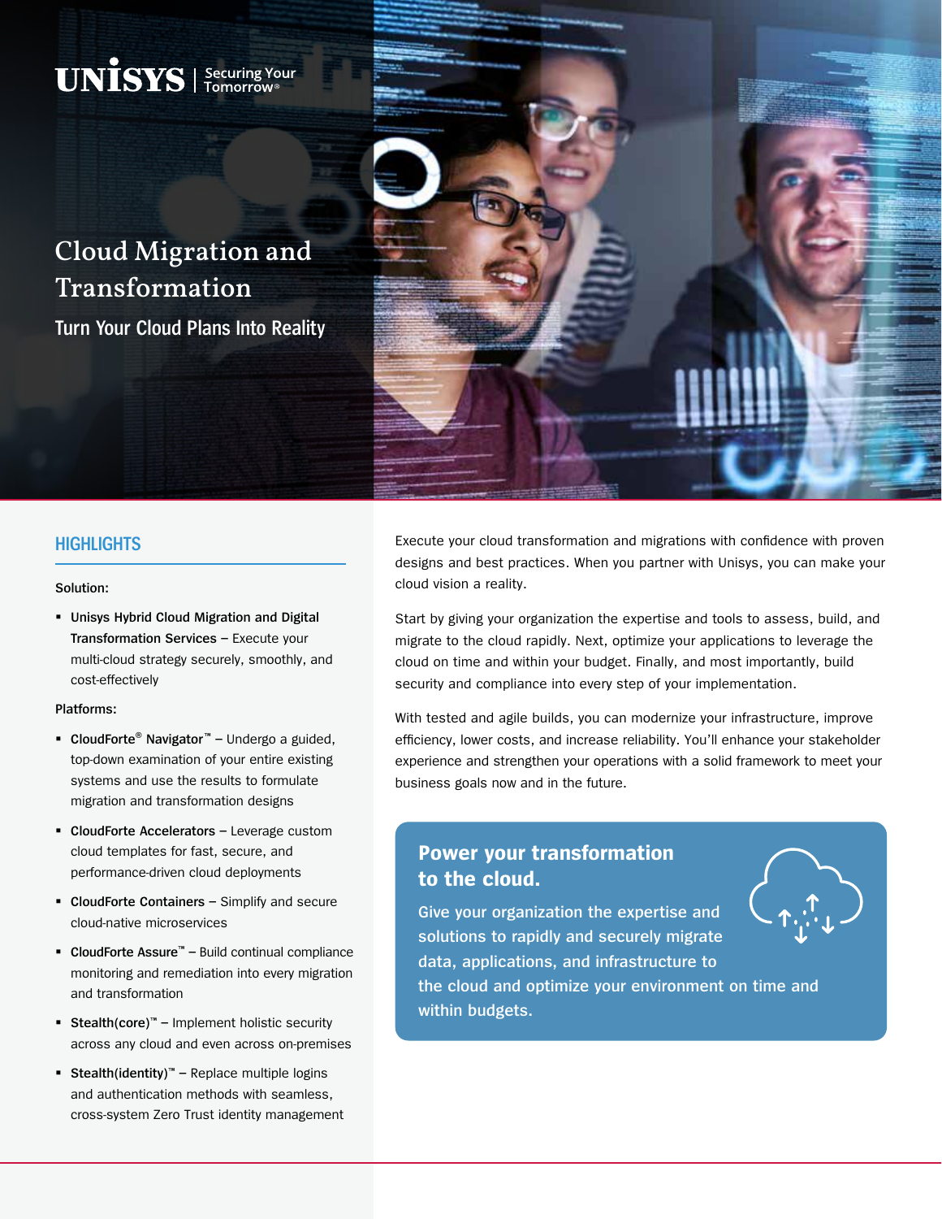UNISYS | Securing Your Tomorrow®

# Cloud Migration and Transformation

## Turn Your Cloud Plans Into Reality

## HIGHLIGHTS

**Solution:**

- **Unisys Hybrid Cloud Migration and Digital Transformation Services** – Execute your multi-cloud strategy securely, smoothly, and cost-effectively

**Platforms:**

- **CloudForte® Navigator™** – Undergo a guided, top-down examination of your entire existing systems and use the results to formulate migration and transformation designs
- **CloudForte Accelerators** – Leverage custom cloud templates for fast, secure, and performance-driven cloud deployments
- **CloudForte Containers** – Simplify and secure cloud-native microservices
- **CloudForte Assure™** – Build continual compliance monitoring and remediation into every migration and transformation
- **Stealth(core)™** – Implement holistic security across any cloud and even across on-premises
- **Stealth(identity)™** – Replace multiple logins and authentication methods with seamless, cross-system Zero Trust identity management

Execute your cloud transformation and migrations with confidence with proven designs and best practices. When you partner with Unisys, you can make your cloud vision a reality.

Start by giving your organization the expertise and tools to assess, build, and migrate to the cloud rapidly. Next, optimize your applications to leverage the cloud on time and within your budget. Finally, and most importantly, build security and compliance into every step of your implementation.

With tested and agile builds, you can modernize your infrastructure, improve efficiency, lower costs, and increase reliability. You'll enhance your stakeholder experience and strengthen your operations with a solid framework to meet your business goals now and in the future.

### Power your transformation to the cloud.

Give your organization the expertise and solutions to rapidly and securely migrate data, applications, and infrastructure to the cloud and optimize your environment on time and within budgets.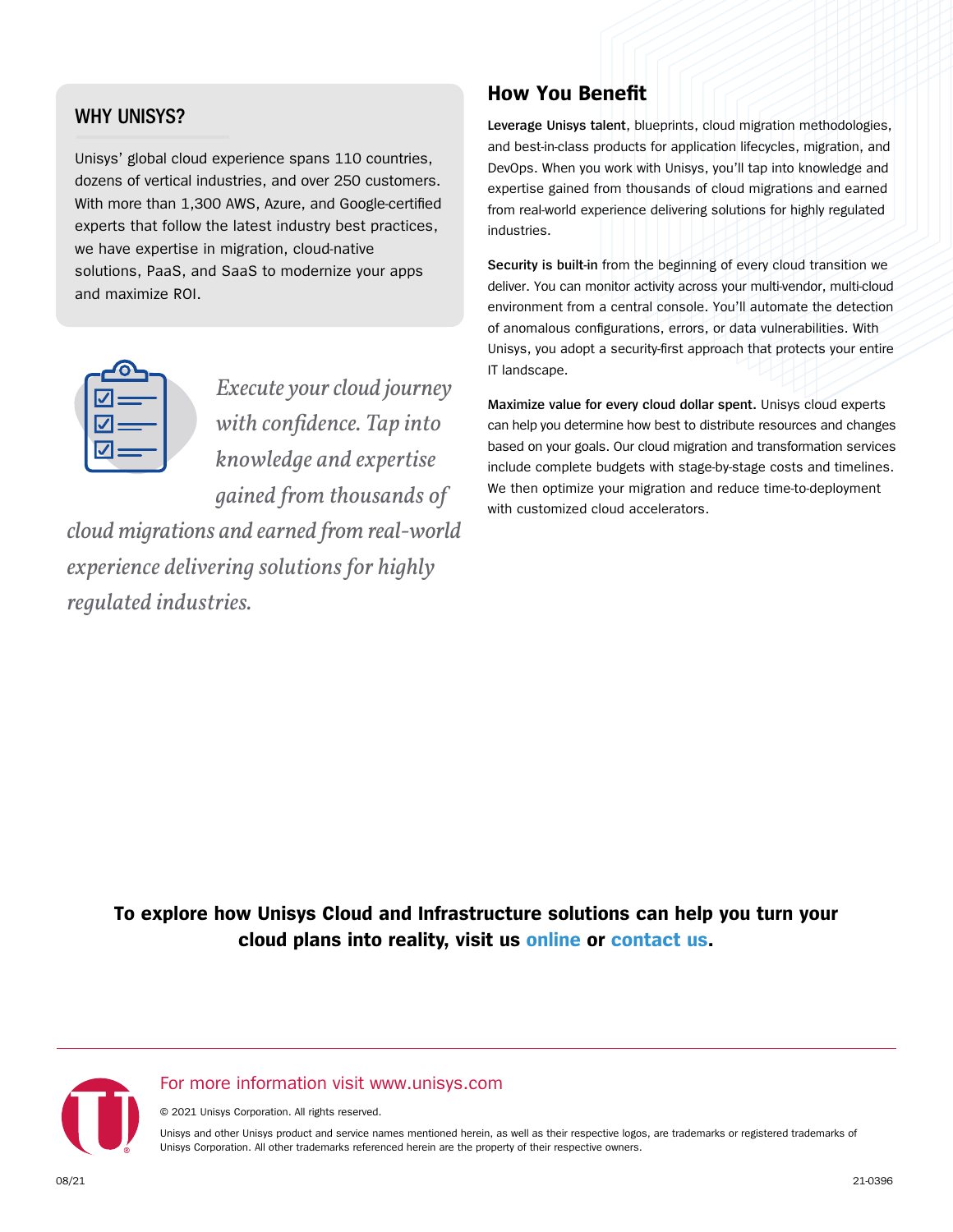## WHY UNISYS?

Unisys' global cloud experience spans 110 countries, dozens of vertical industries, and over 250 customers. With more than 1,300 AWS, Azure, and Google-certified experts that follow the latest industry best practices, we have expertise in migration, cloud-native solutions, PaaS, and SaaS to modernize your apps and maximize ROI.

*Execute your cloud journey with confidence. Tap into knowledge and expertise gained from thousands of cloud migrations and earned from real-world experience delivering solutions for highly regulated industries.*

## How You Benefit

**Leverage Unisys talent**, blueprints, cloud migration methodologies, and best-in-class products for application lifecycles, migration, and DevOps. When you work with Unisys, you'll tap into knowledge and expertise gained from thousands of cloud migrations and earned from real-world experience delivering solutions for highly regulated industries.

**Security is built-in** from the beginning of every cloud transition we deliver. You can monitor activity across your multi-vendor, multi-cloud environment from a central console. You'll automate the detection of anomalous configurations, errors, or data vulnerabilities. With Unisys, you adopt a security-first approach that protects your entire IT landscape.

**Maximize value for every cloud dollar spent.** Unisys cloud experts can help you determine how best to distribute resources and changes based on your goals. Our cloud migration and transformation services include complete budgets with stage-by-stage costs and timelines. We then optimize your migration and reduce time-to-deployment with customized cloud accelerators.

**To explore how Unisys Cloud and Infrastructure solutions can help you turn your cloud plans into reality, visit us online or contact us.**

For more information visit www.unisys.com

© 2021 Unisys Corporation. All rights reserved.

Unisys and other Unisys product and service names mentioned herein, as well as their respective logos, are trademarks or registered trademarks of Unisys Corporation. All other trademarks referenced herein are the property of their respective owners.

08/21

21-0396